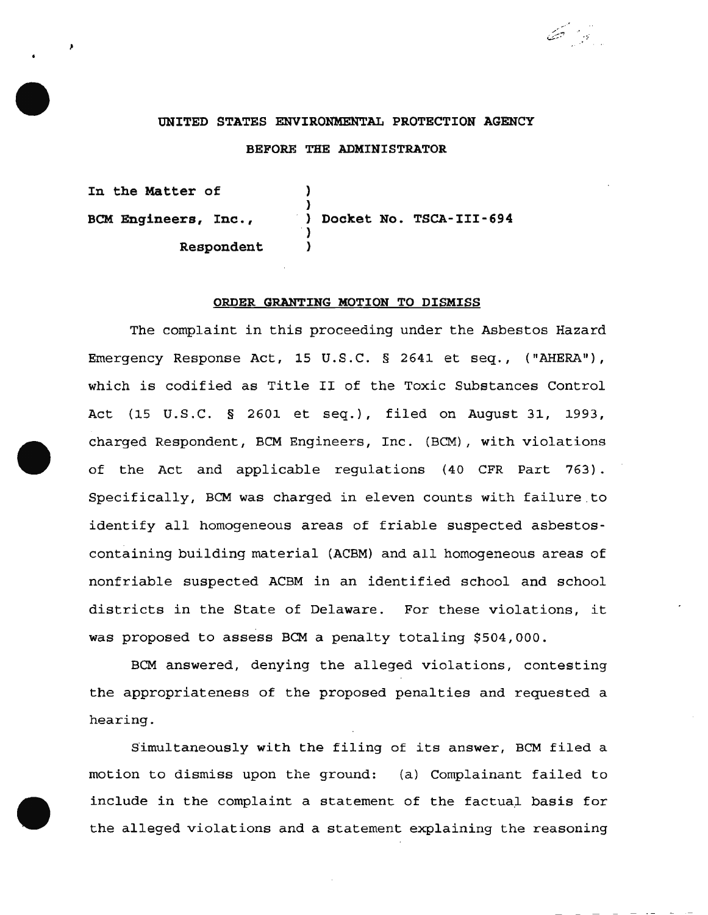UNITED STATES ENVIRONMENTAL PROTECTION AGENCY

BEFORE THE ADMINISTRATOR

In the Matter of )
)
BCM Engineers, Inc., ) Docket No. TSCA-III-694
)
Respondent )

ORDER GRANTING MOTION TO DISMISS

The complaint in this proceeding under the Asbestos Hazard Emergency Response Act, 15 U.S.C. § 2641 et seq., ("AHERA"), which is codified as Title II of the Toxic Substances Control Act (15 U.S.C. § 2601 et seq.), filed on August 31, 1993, charged Respondent, BCM Engineers, Inc. (BCM), with violations of the Act and applicable regulations (40 CFR Part 763). Specifically, BCM was charged in eleven counts with failure to identify all homogeneous areas of friable suspected asbestos-containing building material (ACBM) and all homogeneous areas of nonfriable suspected ACBM in an identified school and school districts in the State of Delaware. For these violations, it was proposed to assess BCM a penalty totaling $504,000.

BCM answered, denying the alleged violations, contesting the appropriateness of the proposed penalties and requested a hearing.

Simultaneously with the filing of its answer, BCM filed a motion to dismiss upon the ground: (a) Complainant failed to include in the complaint a statement of the factual basis for the alleged violations and a statement explaining the reasoning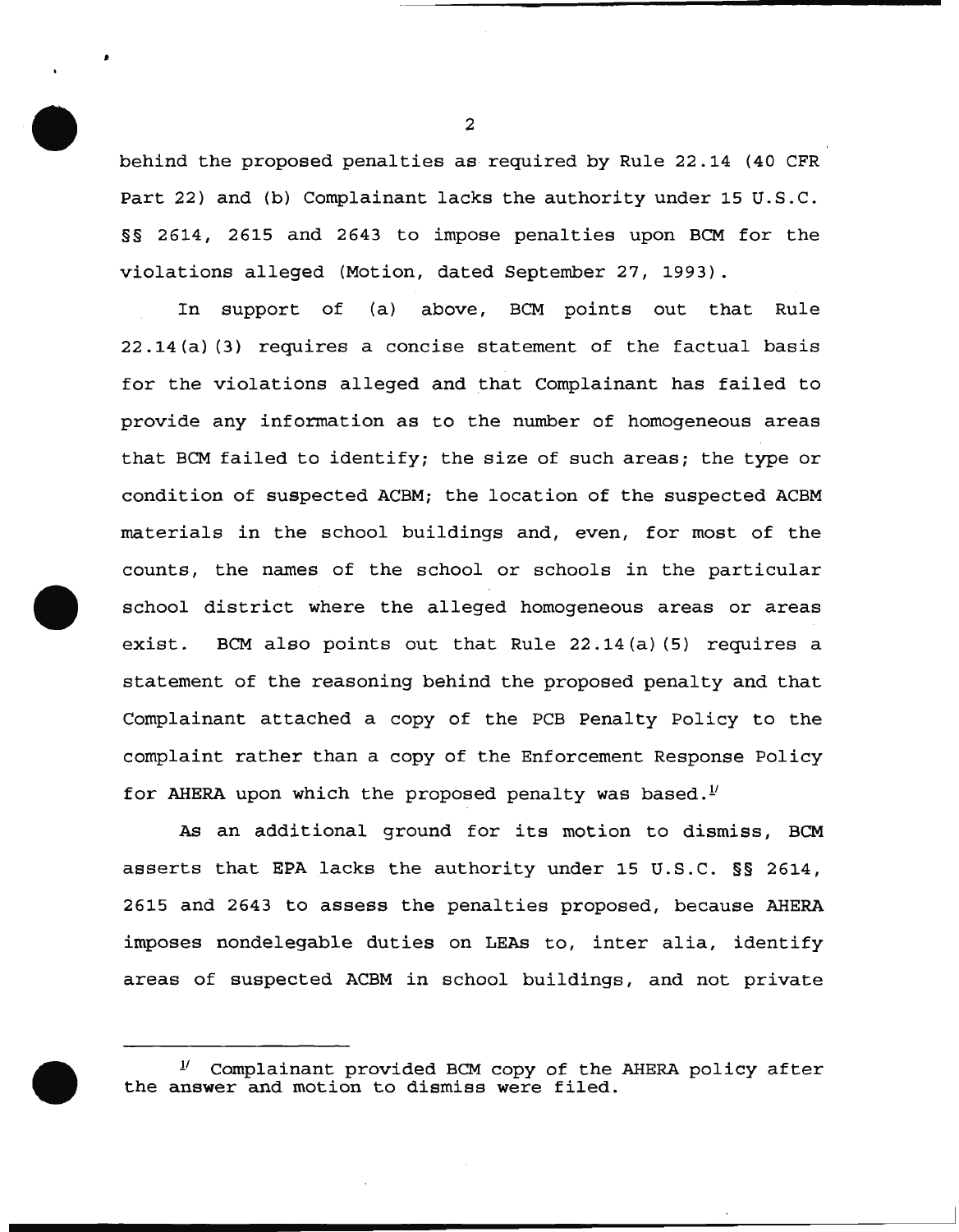behind the proposed penalties as required by Rule 22.14 (40 CFR Part 22) and (b) Complainant lacks the authority under 15 U.S.C. §§ 2614, 2615 and 2643 to impose penalties upon BCM for the violations alleged (Motion, dated September 27, 1993).

In support of (a) above, BCM points out that Rule 22.14(a)(3) requires a concise statement of the factual basis for the violations alleged and that Complainant has failed to provide any information as to the number of homogeneous areas that BCM failed to identify; the size of such areas; the type or condition of suspected ACBM; the location of the suspected ACBM materials in the school buildings and, even, for most of the counts, the names of the school or schools in the particular school district where the alleged homogeneous areas or areas exist. BCM also points out that Rule 22.14(a)(5) requires a statement of the reasoning behind the proposed penalty and that Complainant attached a copy of the PCB Penalty Policy to the complaint rather than a copy of the Enforcement Response Policy for AHERA upon which the proposed penalty was based.[1]

As an additional ground for its motion to dismiss, BCM asserts that EPA lacks the authority under 15 U.S.C. §§ 2614, 2615 and 2643 to assess the penalties proposed, because AHERA imposes nondelegable duties on LEAs to, inter alia, identify areas of suspected ACBM in school buildings, and not private

---

[1] Complainant provided BCM copy of the AHERA policy after the answer and motion to dismiss were filed.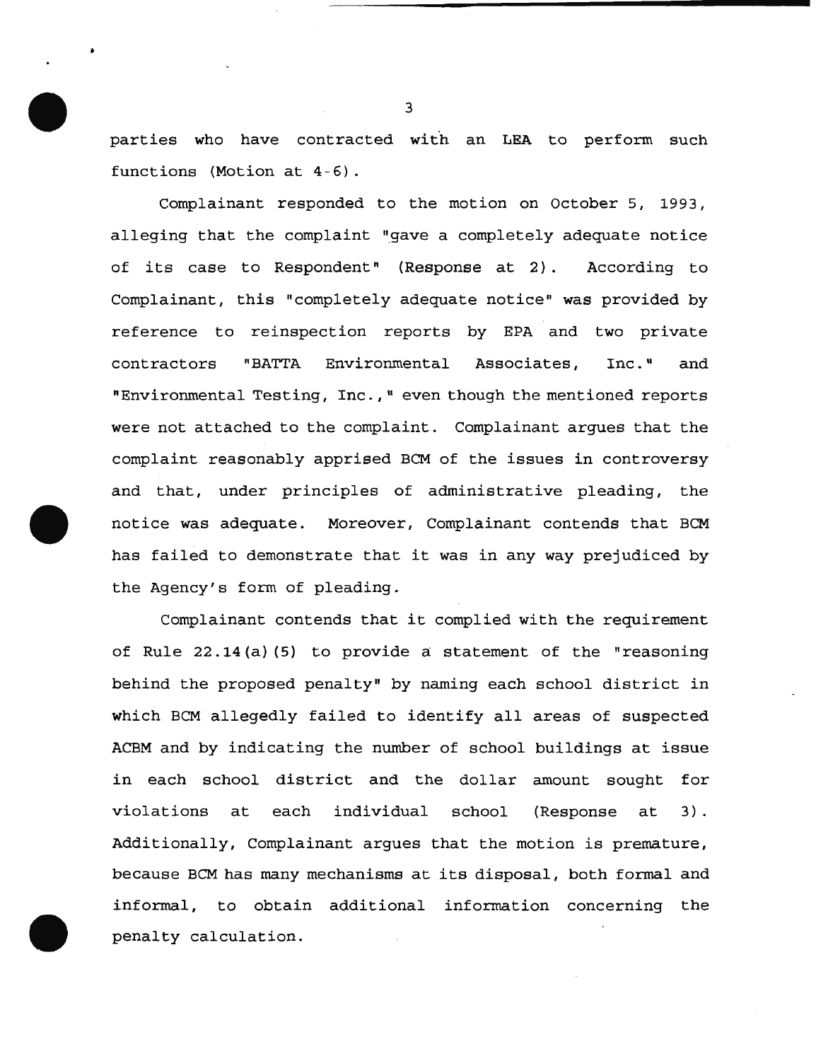parties who have contracted with an LEA to perform such functions (Motion at 4-6).

Complainant responded to the motion on October 5, 1993, alleging that the complaint "gave a completely adequate notice of its case to Respondent" (Response at 2). According to Complainant, this "completely adequate notice" was provided by reference to reinspection reports by EPA and two private contractors "BATTA Environmental Associates, Inc." and "Environmental Testing, Inc.," even though the mentioned reports were not attached to the complaint. Complainant argues that the complaint reasonably apprised BCM of the issues in controversy and that, under principles of administrative pleading, the notice was adequate. Moreover, Complainant contends that BCM has failed to demonstrate that it was in any way prejudiced by the Agency's form of pleading.

Complainant contends that it complied with the requirement of Rule 22.14(a)(5) to provide a statement of the "reasoning behind the proposed penalty" by naming each school district in which BCM allegedly failed to identify all areas of suspected ACBM and by indicating the number of school buildings at issue in each school district and the dollar amount sought for violations at each individual school (Response at 3). Additionally, Complainant argues that the motion is premature, because BCM has many mechanisms at its disposal, both formal and informal, to obtain additional information concerning the penalty calculation.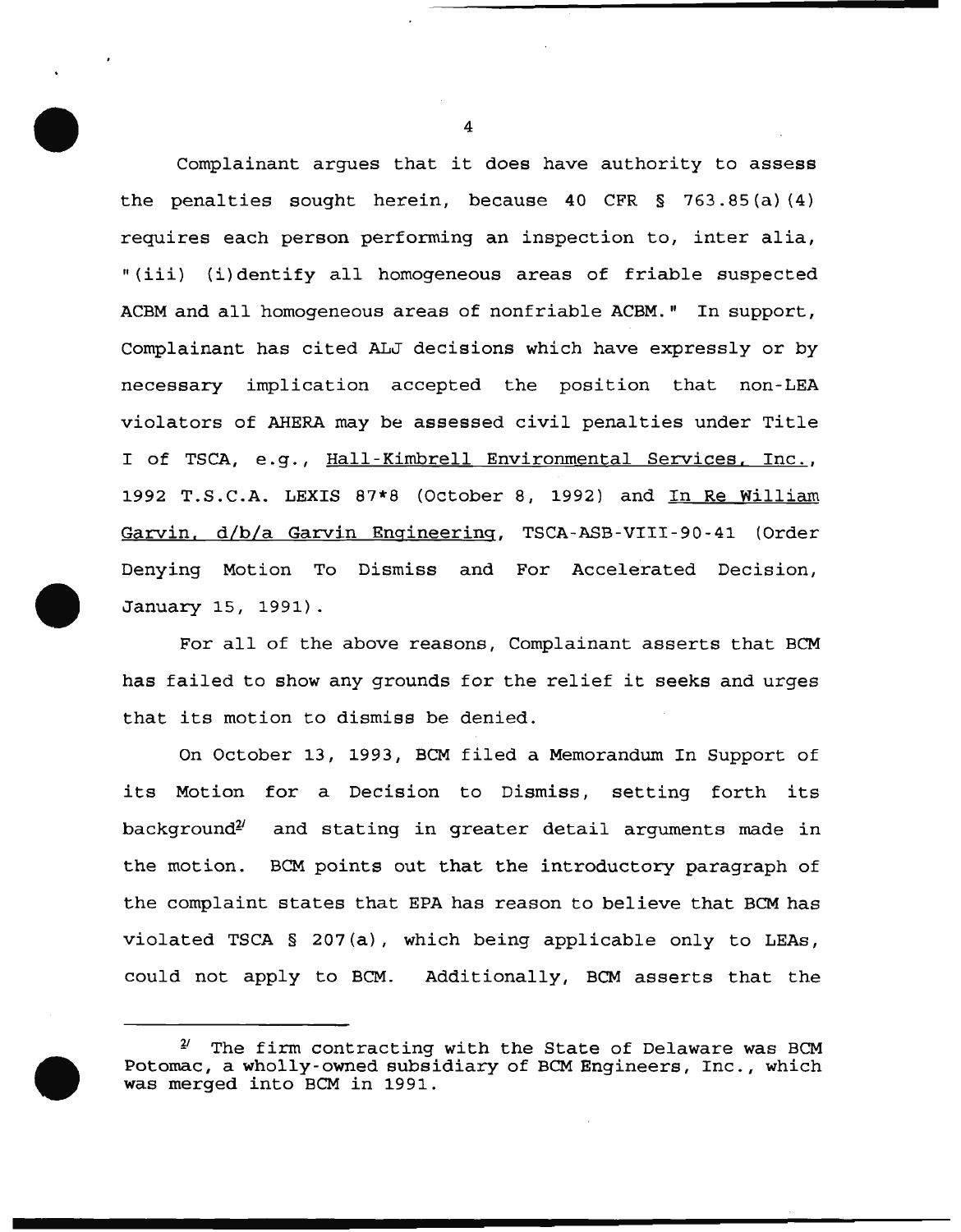Complainant argues that it does have authority to assess the penalties sought herein, because 40 CFR § 763.85(a)(4) requires each person performing an inspection to, inter alia, "(iii) (i)dentify all homogeneous areas of friable suspected ACBM and all homogeneous areas of nonfriable ACBM." In support, Complainant has cited ALJ decisions which have expressly or by necessary implication accepted the position that non-LEA violators of AHERA may be assessed civil penalties under Title I of TSCA, e.g., Hall-Kimbrell Environmental Services, Inc., 1992 T.S.C.A. LEXIS 87*8 (October 8, 1992) and In Re William Garvin, d/b/a Garvin Engineering, TSCA-ASB-VIII-90-41 (Order Denying Motion To Dismiss and For Accelerated Decision, January 15, 1991).

For all of the above reasons, Complainant asserts that BCM has failed to show any grounds for the relief it seeks and urges that its motion to dismiss be denied.

On October 13, 1993, BCM filed a Memorandum In Support of its Motion for a Decision to Dismiss, setting forth its background[2] and stating in greater detail arguments made in the motion. BCM points out that the introductory paragraph of the complaint states that EPA has reason to believe that BCM has violated TSCA § 207(a), which being applicable only to LEAs, could not apply to BCM. Additionally, BCM asserts that the

---

[2] The firm contracting with the State of Delaware was BCM Potomac, a wholly-owned subsidiary of BCM Engineers, Inc., which was merged into BCM in 1991.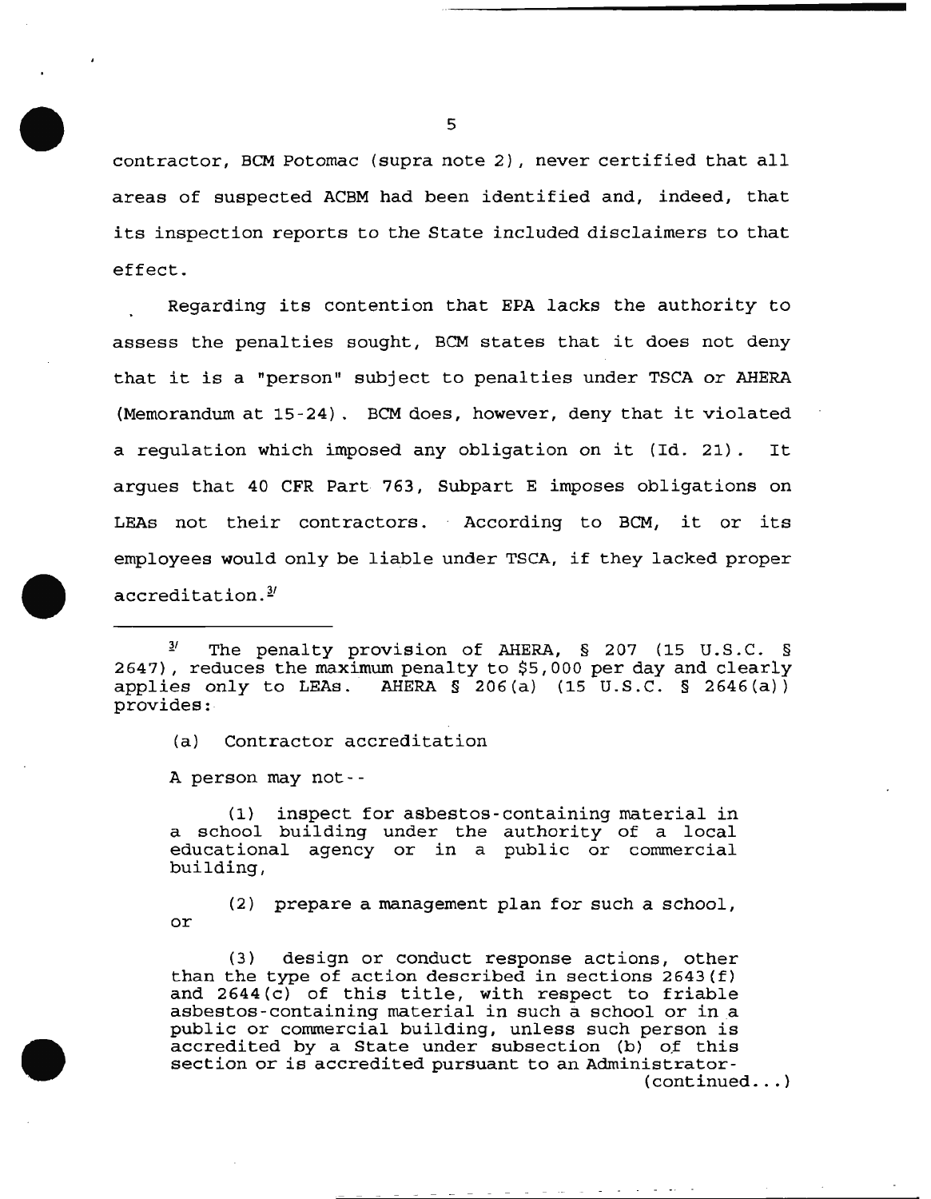contractor, BCM Potomac (supra note 2), never certified that all areas of suspected ACBM had been identified and, indeed, that its inspection reports to the State included disclaimers to that effect.

Regarding its contention that EPA lacks the authority to assess the penalties sought, BCM states that it does not deny that it is a "person" subject to penalties under TSCA or AHERA (Memorandum at 15-24). BCM does, however, deny that it violated a regulation which imposed any obligation on it (Id. 21). It argues that 40 CFR Part 763, Subpart E imposes obligations on LEAs not their contractors. According to BCM, it or its employees would only be liable under TSCA, if they lacked proper accreditation.[3]

---

[3] The penalty provision of AHERA, § 207 (15 U.S.C. § 2647), reduces the maximum penalty to $5,000 per day and clearly applies only to LEAs. AHERA § 206(a) (15 U.S.C. § 2646(a)) provides:

> (a) Contractor accreditation
>
> A person may not--
>
> (1) inspect for asbestos-containing material in a school building under the authority of a local educational agency or in a public or commercial building,
>
> (2) prepare a management plan for such a school, or
>
> (3) design or conduct response actions, other than the type of action described in sections 2643(f) and 2644(c) of this title, with respect to friable asbestos-containing material in such a school or in a public or commercial building, unless such person is accredited by a State under subsection (b) of this section or is accredited pursuant to an Administrator-
>
> (continued...)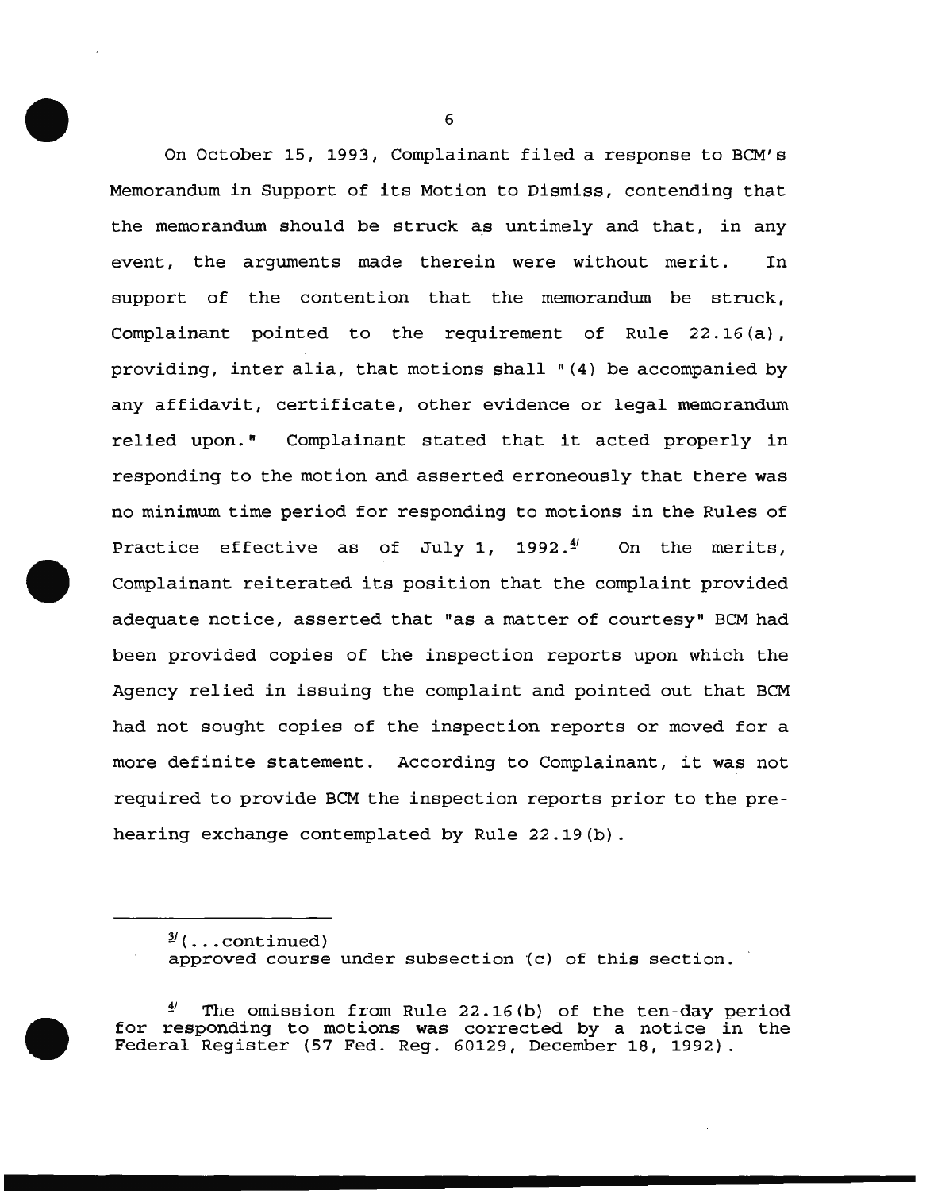On October 15, 1993, Complainant filed a response to BCM's Memorandum in Support of its Motion to Dismiss, contending that the memorandum should be struck as untimely and that, in any event, the arguments made therein were without merit. In support of the contention that the memorandum be struck, Complainant pointed to the requirement of Rule 22.16(a), providing, inter alia, that motions shall "(4) be accompanied by any affidavit, certificate, other evidence or legal memorandum relied upon." Complainant stated that it acted properly in responding to the motion and asserted erroneously that there was no minimum time period for responding to motions in the Rules of Practice effective as of July 1, 1992.[4] On the merits, Complainant reiterated its position that the complaint provided adequate notice, asserted that "as a matter of courtesy" BCM had been provided copies of the inspection reports upon which the Agency relied in issuing the complaint and pointed out that BCM had not sought copies of the inspection reports or moved for a more definite statement. According to Complainant, it was not required to provide BCM the inspection reports prior to the pre-hearing exchange contemplated by Rule 22.19(b).

---

[3](...continued) approved course under subsection (c) of this section.

[4] The omission from Rule 22.16(b) of the ten-day period for responding to motions was corrected by a notice in the Federal Register (57 Fed. Reg. 60129, December 18, 1992).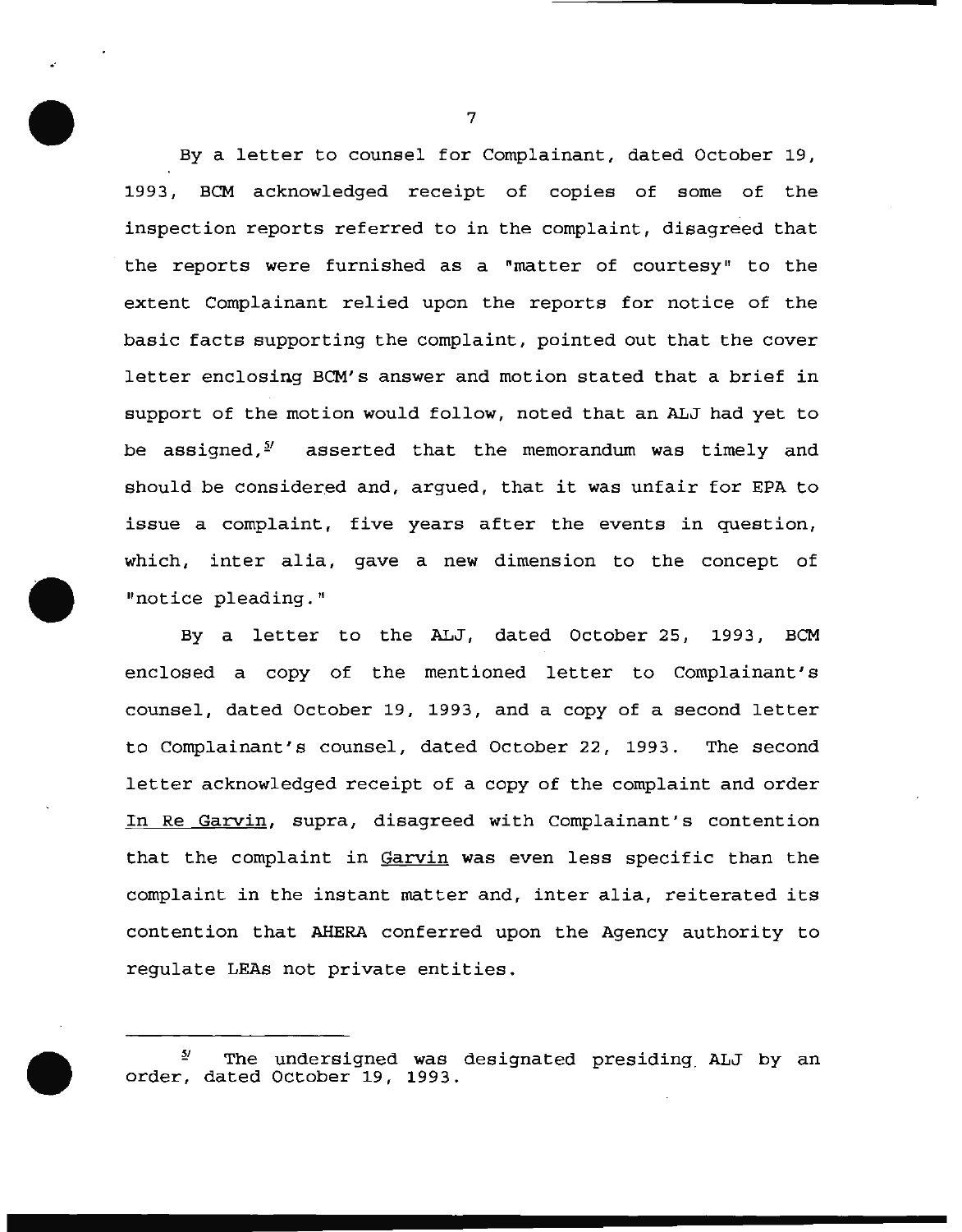By a letter to counsel for Complainant, dated October 19, 1993, BCM acknowledged receipt of copies of some of the inspection reports referred to in the complaint, disagreed that the reports were furnished as a "matter of courtesy" to the extent Complainant relied upon the reports for notice of the basic facts supporting the complaint, pointed out that the cover letter enclosing BCM's answer and motion stated that a brief in support of the motion would follow, noted that an ALJ had yet to be assigned,[5] asserted that the memorandum was timely and should be considered and, argued, that it was unfair for EPA to issue a complaint, five years after the events in question, which, inter alia, gave a new dimension to the concept of "notice pleading."

By a letter to the ALJ, dated October 25, 1993, BCM enclosed a copy of the mentioned letter to Complainant's counsel, dated October 19, 1993, and a copy of a second letter to Complainant's counsel, dated October 22, 1993. The second letter acknowledged receipt of a copy of the complaint and order In Re Garvin, supra, disagreed with Complainant's contention that the complaint in Garvin was even less specific than the complaint in the instant matter and, inter alia, reiterated its contention that AHERA conferred upon the Agency authority to regulate LEAs not private entities.

---

[5] The undersigned was designated presiding ALJ by an order, dated October 19, 1993.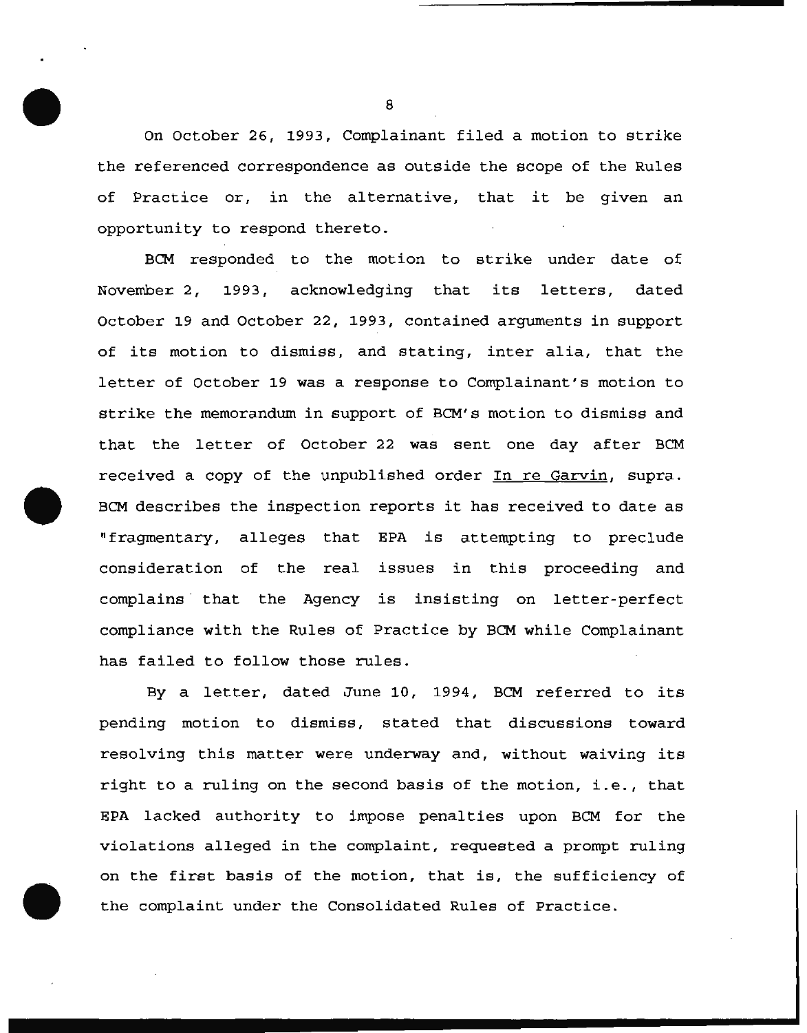On October 26, 1993, Complainant filed a motion to strike the referenced correspondence as outside the scope of the Rules of Practice or, in the alternative, that it be given an opportunity to respond thereto.

BCM responded to the motion to strike under date of November 2, 1993, acknowledging that its letters, dated October 19 and October 22, 1993, contained arguments in support of its motion to dismiss, and stating, inter alia, that the letter of October 19 was a response to Complainant's motion to strike the memorandum in support of BCM's motion to dismiss and that the letter of October 22 was sent one day after BCM received a copy of the unpublished order In re Garvin, supra. BCM describes the inspection reports it has received to date as "fragmentary, alleges that EPA is attempting to preclude consideration of the real issues in this proceeding and complains that the Agency is insisting on letter-perfect compliance with the Rules of Practice by BCM while Complainant has failed to follow those rules.

By a letter, dated June 10, 1994, BCM referred to its pending motion to dismiss, stated that discussions toward resolving this matter were underway and, without waiving its right to a ruling on the second basis of the motion, i.e., that EPA lacked authority to impose penalties upon BCM for the violations alleged in the complaint, requested a prompt ruling on the first basis of the motion, that is, the sufficiency of the complaint under the Consolidated Rules of Practice.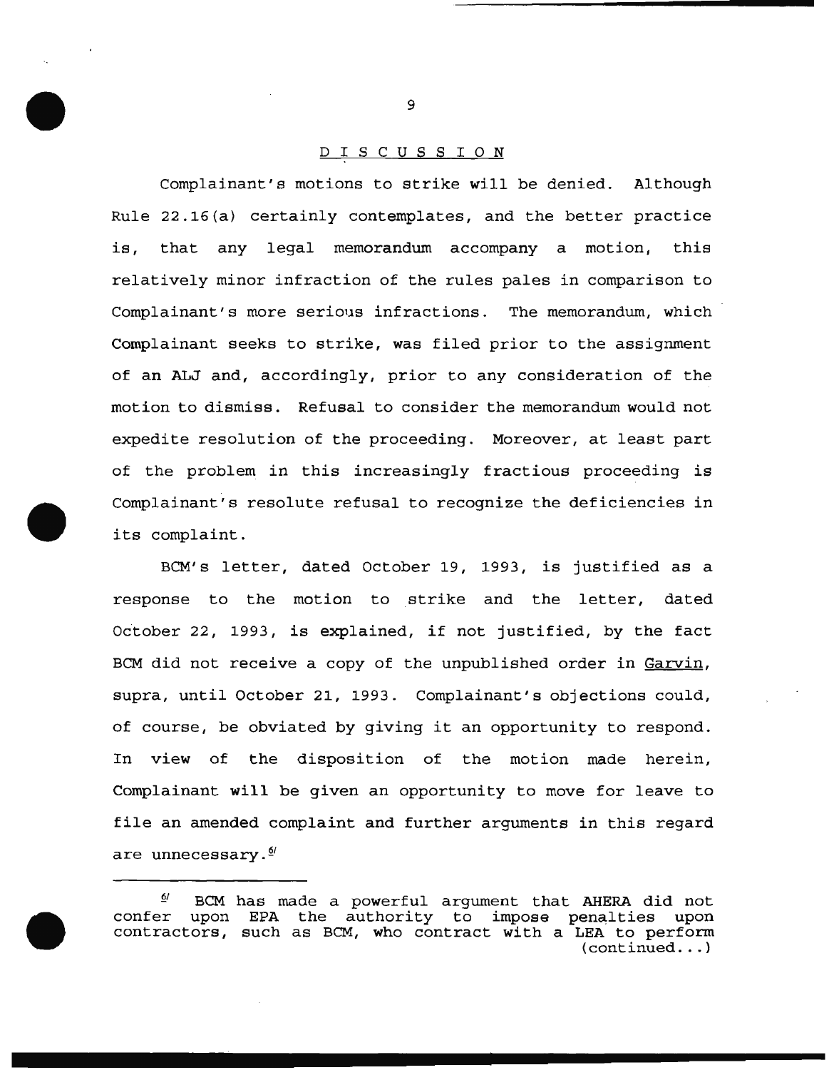## D I S C U S S I O N

Complainant's motions to strike will be denied. Although Rule 22.16(a) certainly contemplates, and the better practice is, that any legal memorandum accompany a motion, this relatively minor infraction of the rules pales in comparison to Complainant's more serious infractions. The memorandum, which Complainant seeks to strike, was filed prior to the assignment of an ALJ and, accordingly, prior to any consideration of the motion to dismiss. Refusal to consider the memorandum would not expedite resolution of the proceeding. Moreover, at least part of the problem in this increasingly fractious proceeding is Complainant's resolute refusal to recognize the deficiencies in its complaint.

BCM's letter, dated October 19, 1993, is justified as a response to the motion to strike and the letter, dated October 22, 1993, is explained, if not justified, by the fact BCM did not receive a copy of the unpublished order in Garvin, supra, until October 21, 1993. Complainant's objections could, of course, be obviated by giving it an opportunity to respond. In view of the disposition of the motion made herein, Complainant will be given an opportunity to move for leave to file an amended complaint and further arguments in this regard are unnecessary.[6]

---

[6] BCM has made a powerful argument that AHERA did not confer upon EPA the authority to impose penalties upon contractors, such as BCM, who contract with a LEA to perform (continued...)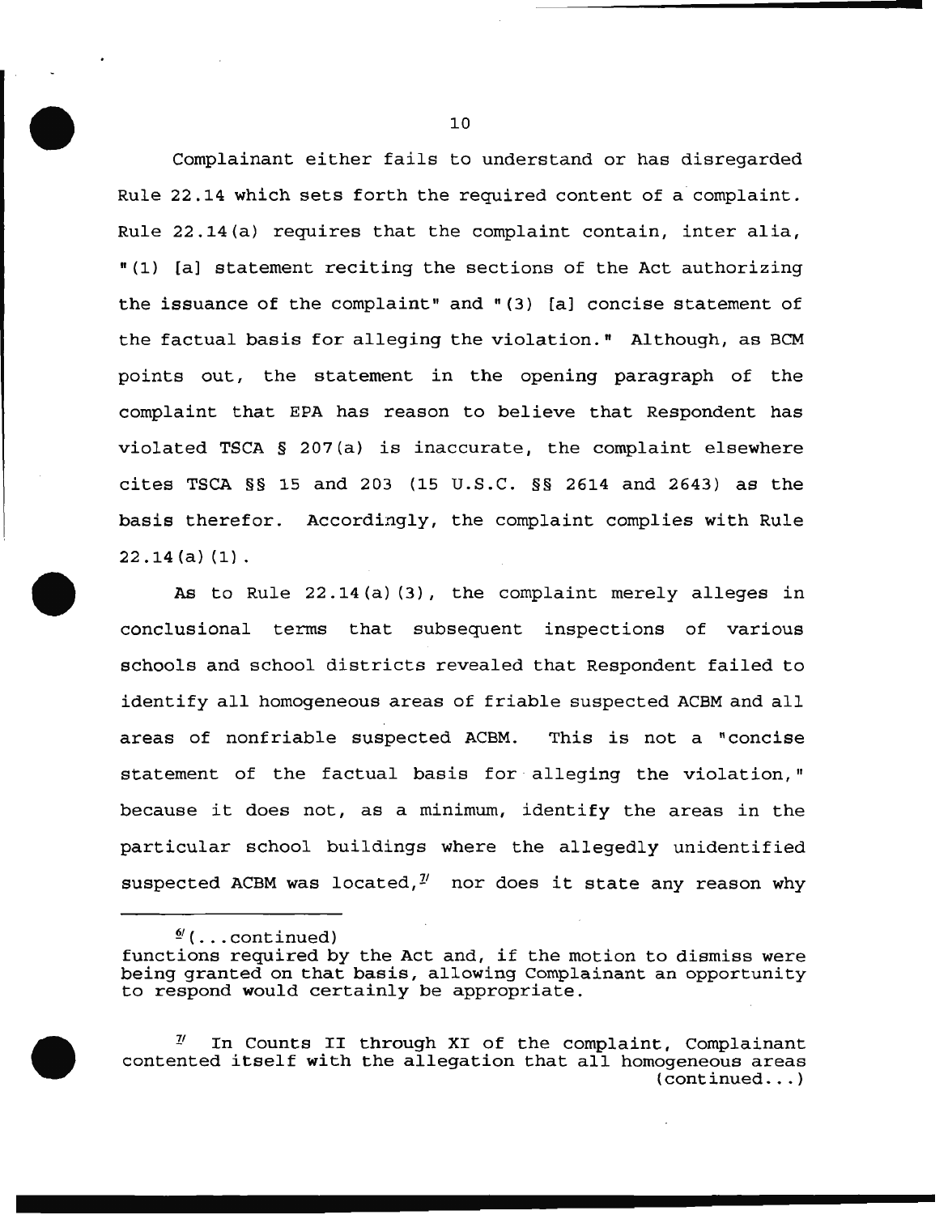Complainant either fails to understand or has disregarded Rule 22.14 which sets forth the required content of a complaint. Rule 22.14(a) requires that the complaint contain, inter alia, "(1) [a] statement reciting the sections of the Act authorizing the issuance of the complaint" and "(3) [a] concise statement of the factual basis for alleging the violation." Although, as BCM points out, the statement in the opening paragraph of the complaint that EPA has reason to believe that Respondent has violated TSCA § 207(a) is inaccurate, the complaint elsewhere cites TSCA §§ 15 and 203 (15 U.S.C. §§ 2614 and 2643) as the basis therefor. Accordingly, the complaint complies with Rule 22.14(a)(1).

As to Rule 22.14(a)(3), the complaint merely alleges in conclusional terms that subsequent inspections of various schools and school districts revealed that Respondent failed to identify all homogeneous areas of friable suspected ACBM and all areas of nonfriable suspected ACBM. This is not a "concise statement of the factual basis for alleging the violation," because it does not, as a minimum, identify the areas in the particular school buildings where the allegedly unidentified suspected ACBM was located,[7] nor does it state any reason why

---

[6](...continued) functions required by the Act and, if the motion to dismiss were being granted on that basis, allowing Complainant an opportunity to respond would certainly be appropriate.

[7] In Counts II through XI of the complaint, Complainant contented itself with the allegation that all homogeneous areas (continued...)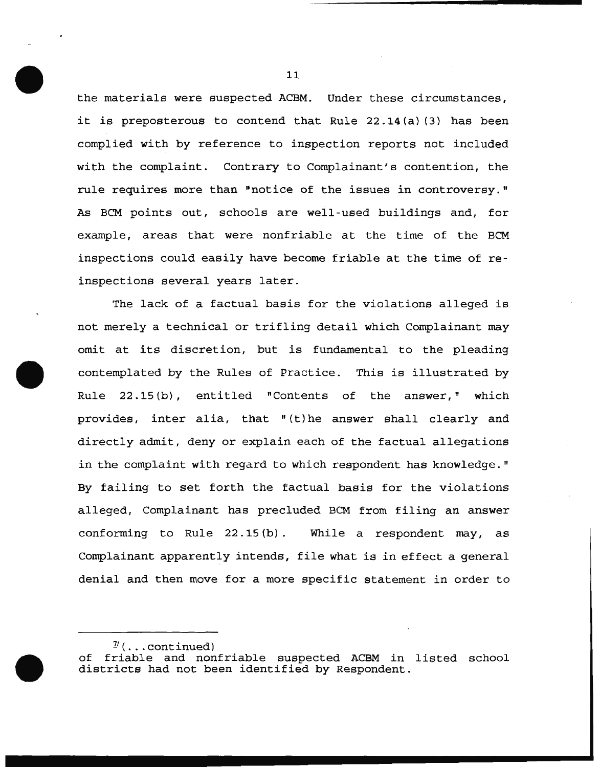the materials were suspected ACBM. Under these circumstances, it is preposterous to contend that Rule 22.14(a)(3) has been complied with by reference to inspection reports not included with the complaint. Contrary to Complainant's contention, the rule requires more than "notice of the issues in controversy." As BCM points out, schools are well-used buildings and, for example, areas that were nonfriable at the time of the BCM inspections could easily have become friable at the time of re-inspections several years later.

The lack of a factual basis for the violations alleged is not merely a technical or trifling detail which Complainant may omit at its discretion, but is fundamental to the pleading contemplated by the Rules of Practice. This is illustrated by Rule 22.15(b), entitled "Contents of the answer," which provides, inter alia, that "(t)he answer shall clearly and directly admit, deny or explain each of the factual allegations in the complaint with regard to which respondent has knowledge." By failing to set forth the factual basis for the violations alleged, Complainant has precluded BCM from filing an answer conforming to Rule 22.15(b). While a respondent may, as Complainant apparently intends, file what is in effect a general denial and then move for a more specific statement in order to

---

[7](...continued) of friable and nonfriable suspected ACBM in listed school districts had not been identified by Respondent.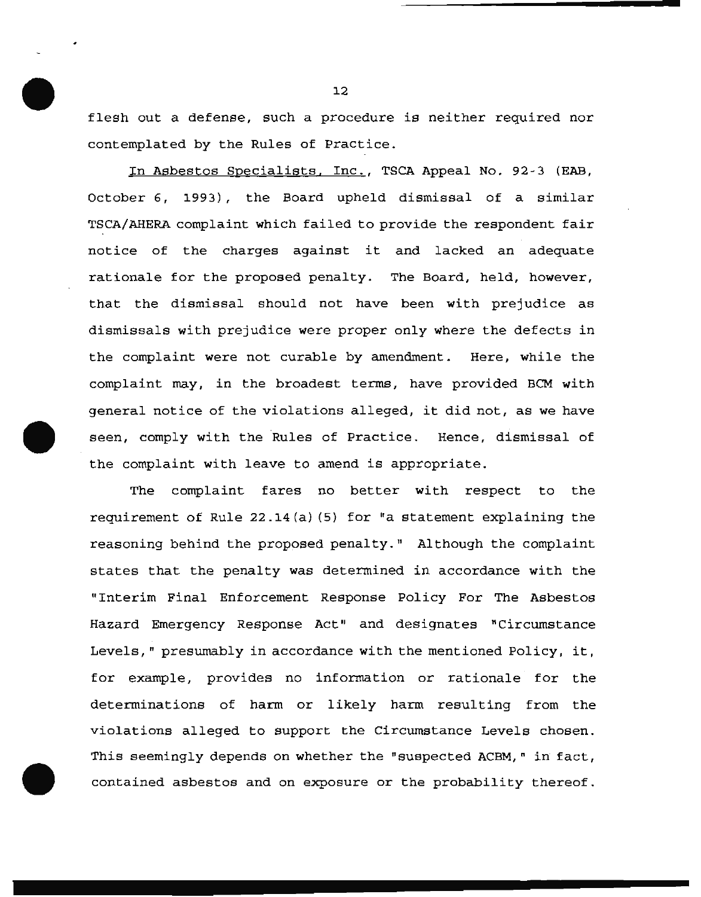flesh out a defense, such a procedure is neither required nor contemplated by the Rules of Practice.

In Asbestos Specialists, Inc., TSCA Appeal No. 92-3 (EAB, October 6, 1993), the Board upheld dismissal of a similar TSCA/AHERA complaint which failed to provide the respondent fair notice of the charges against it and lacked an adequate rationale for the proposed penalty. The Board, held, however, that the dismissal should not have been with prejudice as dismissals with prejudice were proper only where the defects in the complaint were not curable by amendment. Here, while the complaint may, in the broadest terms, have provided BCM with general notice of the violations alleged, it did not, as we have seen, comply with the Rules of Practice. Hence, dismissal of the complaint with leave to amend is appropriate.

The complaint fares no better with respect to the requirement of Rule 22.14(a)(5) for "a statement explaining the reasoning behind the proposed penalty." Although the complaint states that the penalty was determined in accordance with the "Interim Final Enforcement Response Policy For The Asbestos Hazard Emergency Response Act" and designates "Circumstance Levels," presumably in accordance with the mentioned Policy, it, for example, provides no information or rationale for the determinations of harm or likely harm resulting from the violations alleged to support the Circumstance Levels chosen. This seemingly depends on whether the "suspected ACBM," in fact, contained asbestos and on exposure or the probability thereof.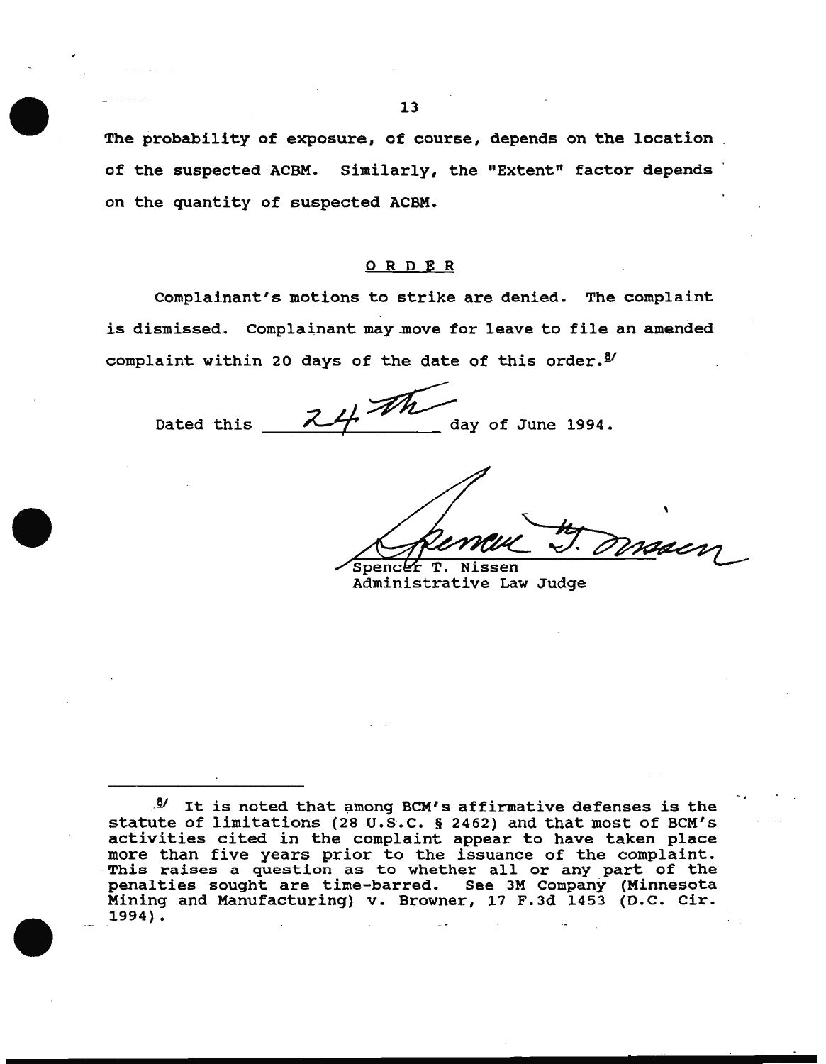The probability of exposure, of course, depends on the location of the suspected ACBM. Similarly, the "Extent" factor depends on the quantity of suspected ACBM.

## ORDER

Complainant's motions to strike are denied. The complaint is dismissed. Complainant may move for leave to file an amended complaint within 20 days of the date of this order.[8]

Dated this 24th day of June 1994.

Spencer T. Nissen
Administrative Law Judge

---

[8] It is noted that among BCM's affirmative defenses is the statute of limitations (28 U.S.C. § 2462) and that most of BCM's activities cited in the complaint appear to have taken place more than five years prior to the issuance of the complaint. This raises a question as to whether all or any part of the penalties sought are time-barred. See 3M Company (Minnesota Mining and Manufacturing) v. Browner, 17 F.3d 1453 (D.C. Cir. 1994).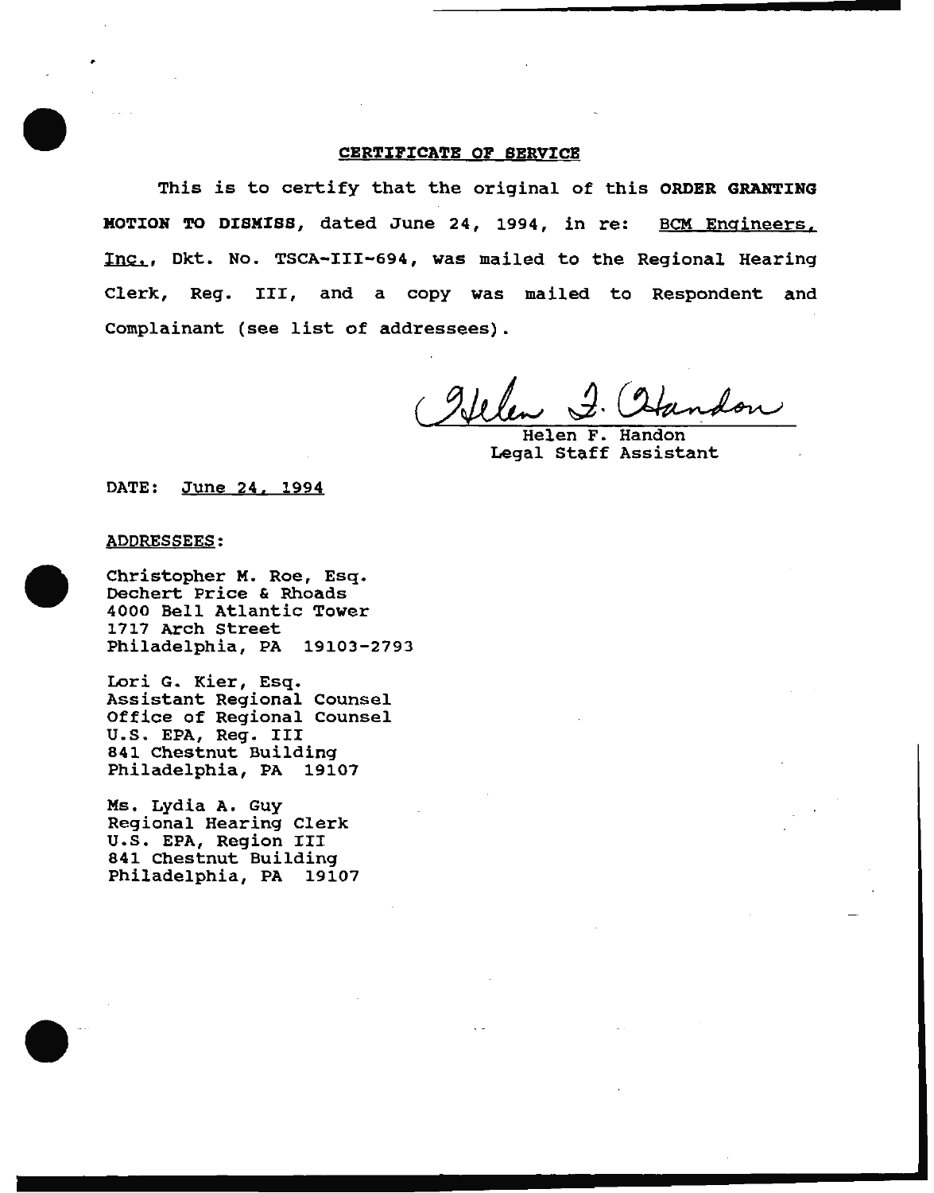**CERTIFICATE OF SERVICE**

This is to certify that the original of this **ORDER GRANTING MOTION TO DISMISS**, dated June 24, 1994, in re: BCM Engineers, Inc., Dkt. No. TSCA-III-694, was mailed to the Regional Hearing Clerk, Reg. III, and a copy was mailed to Respondent and Complainant (see list of addressees).

Helen F. Handon
Legal Staff Assistant

DATE: June 24, 1994

ADDRESSEES:

Christopher M. Roe, Esq.
Dechert Price & Rhoads
4000 Bell Atlantic Tower
1717 Arch Street
Philadelphia, PA 19103-2793

Lori G. Kier, Esq.
Assistant Regional Counsel
Office of Regional Counsel
U.S. EPA, Reg. III
841 Chestnut Building
Philadelphia, PA 19107

Ms. Lydia A. Guy
Regional Hearing Clerk
U.S. EPA, Region III
841 Chestnut Building
Philadelphia, PA 19107